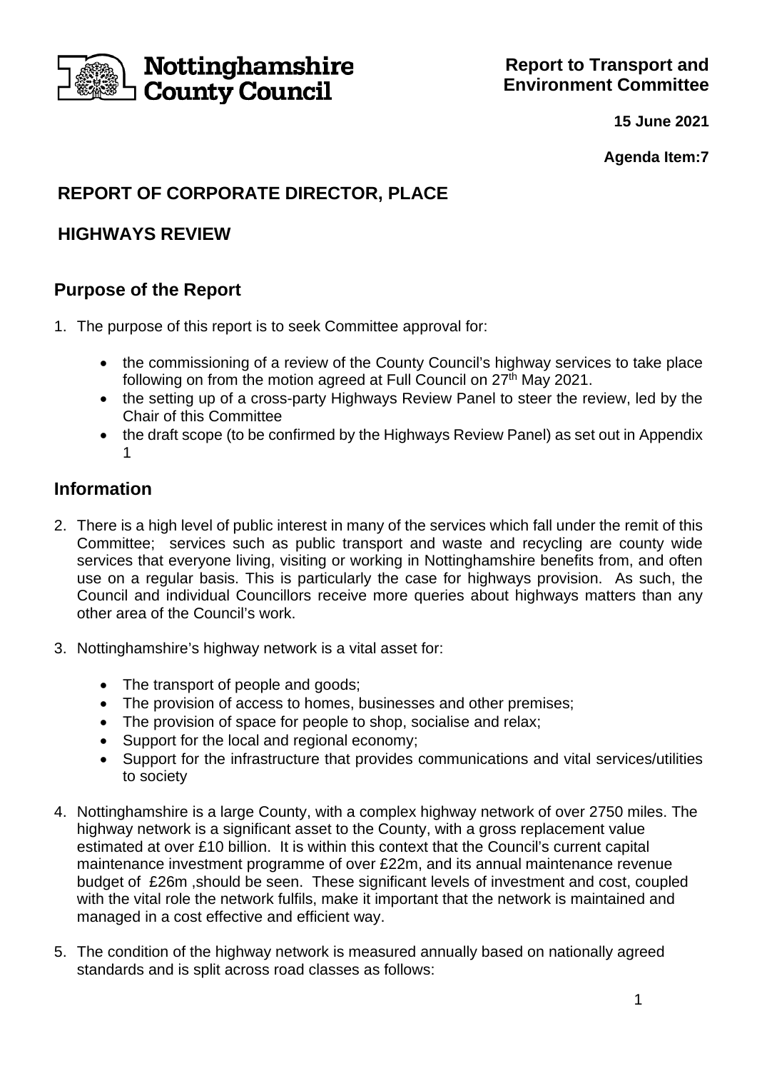Nottinghamshire County Council

**Report to Transport and Environment Committee**

**15 June 2021**

**Agenda Item:7**

# REPORT OF CORPORATE DIRECTOR, PLACE

# HIGHWAYS REVIEW

## Purpose of the Report

1. The purpose of this report is to seek Committee approval for:

   - the commissioning of a review of the County Council's highway services to take place following on from the motion agreed at Full Council on 27th May 2021.
   - the setting up of a cross-party Highways Review Panel to steer the review, led by the Chair of this Committee
   - the draft scope (to be confirmed by the Highways Review Panel) as set out in Appendix 1

## Information

2. There is a high level of public interest in many of the services which fall under the remit of this Committee; services such as public transport and waste and recycling are county wide services that everyone living, visiting or working in Nottinghamshire benefits from, and often use on a regular basis. This is particularly the case for highways provision. As such, the Council and individual Councillors receive more queries about highways matters than any other area of the Council's work.

3. Nottinghamshire's highway network is a vital asset for:

   - The transport of people and goods;
   - The provision of access to homes, businesses and other premises;
   - The provision of space for people to shop, socialise and relax;
   - Support for the local and regional economy;
   - Support for the infrastructure that provides communications and vital services/utilities to society

4. Nottinghamshire is a large County, with a complex highway network of over 2750 miles. The highway network is a significant asset to the County, with a gross replacement value estimated at over £10 billion. It is within this context that the Council's current capital maintenance investment programme of over £22m, and its annual maintenance revenue budget of £26m ,should be seen. These significant levels of investment and cost, coupled with the vital role the network fulfils, make it important that the network is maintained and managed in a cost effective and efficient way.

5. The condition of the highway network is measured annually based on nationally agreed standards and is split across road classes as follows: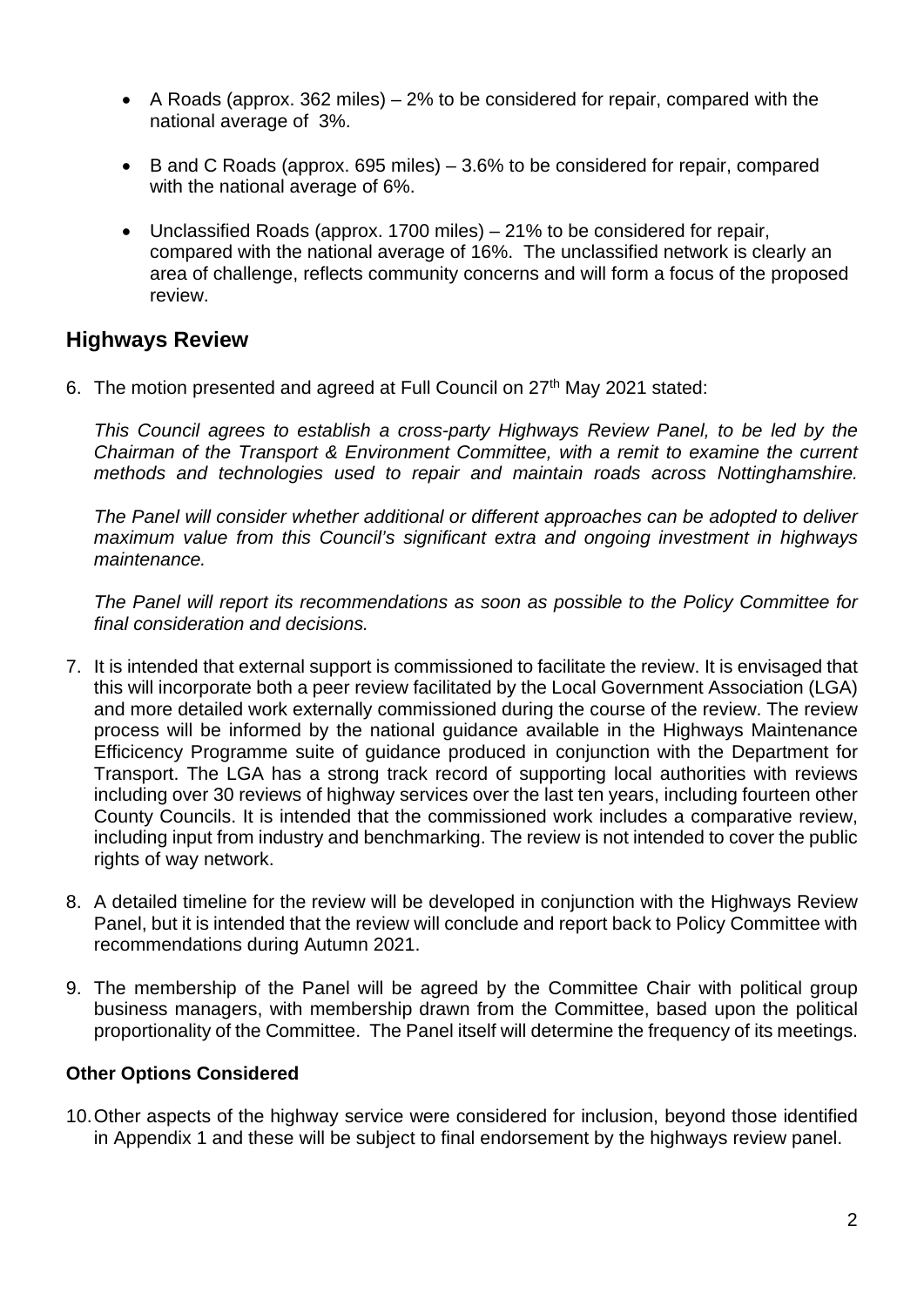- A Roads (approx. 362 miles) – 2% to be considered for repair, compared with the national average of 3%.

- B and C Roads (approx. 695 miles) – 3.6% to be considered for repair, compared with the national average of 6%.

- Unclassified Roads (approx. 1700 miles) – 21% to be considered for repair, compared with the national average of 16%. The unclassified network is clearly an area of challenge, reflects community concerns and will form a focus of the proposed review.

## Highways Review

6. The motion presented and agreed at Full Council on 27th May 2021 stated:

   *This Council agrees to establish a cross-party Highways Review Panel, to be led by the Chairman of the Transport & Environment Committee, with a remit to examine the current methods and technologies used to repair and maintain roads across Nottinghamshire.*

   *The Panel will consider whether additional or different approaches can be adopted to deliver maximum value from this Council's significant extra and ongoing investment in highways maintenance.*

   *The Panel will report its recommendations as soon as possible to the Policy Committee for final consideration and decisions.*

7. It is intended that external support is commissioned to facilitate the review. It is envisaged that this will incorporate both a peer review facilitated by the Local Government Association (LGA) and more detailed work externally commissioned during the course of the review. The review process will be informed by the national guidance available in the Highways Maintenance Efficicency Programme suite of guidance produced in conjunction with the Department for Transport. The LGA has a strong track record of supporting local authorities with reviews including over 30 reviews of highway services over the last ten years, including fourteen other County Councils. It is intended that the commissioned work includes a comparative review, including input from industry and benchmarking. The review is not intended to cover the public rights of way network.

8. A detailed timeline for the review will be developed in conjunction with the Highways Review Panel, but it is intended that the review will conclude and report back to Policy Committee with recommendations during Autumn 2021.

9. The membership of the Panel will be agreed by the Committee Chair with political group business managers, with membership drawn from the Committee, based upon the political proportionality of the Committee. The Panel itself will determine the frequency of its meetings.

### Other Options Considered

10. Other aspects of the highway service were considered for inclusion, beyond those identified in Appendix 1 and these will be subject to final endorsement by the highways review panel.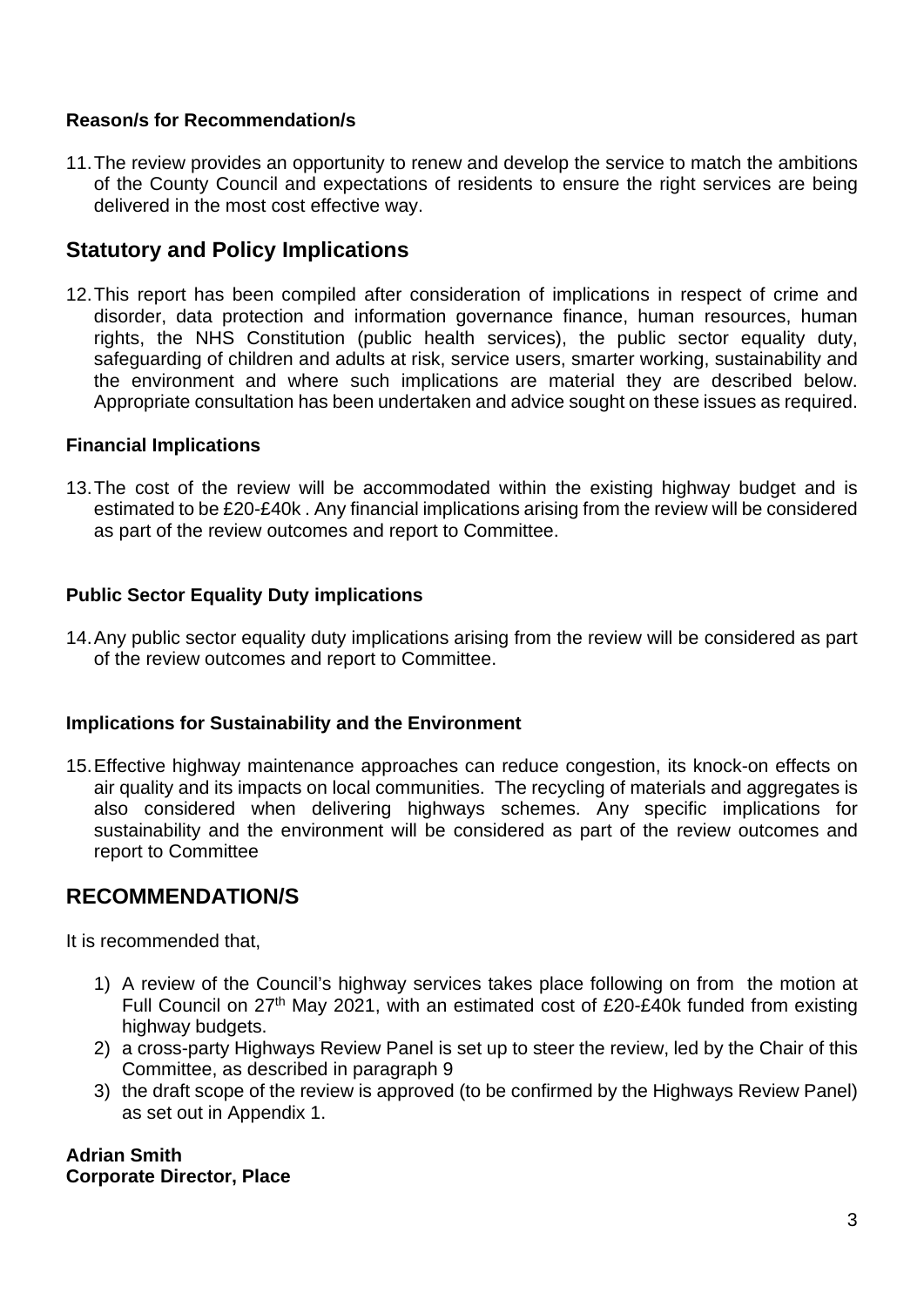### Reason/s for Recommendation/s

11. The review provides an opportunity to renew and develop the service to match the ambitions of the County Council and expectations of residents to ensure the right services are being delivered in the most cost effective way.

## Statutory and Policy Implications

12. This report has been compiled after consideration of implications in respect of crime and disorder, data protection and information governance finance, human resources, human rights, the NHS Constitution (public health services), the public sector equality duty, safeguarding of children and adults at risk, service users, smarter working, sustainability and the environment and where such implications are material they are described below. Appropriate consultation has been undertaken and advice sought on these issues as required.

### Financial Implications

13. The cost of the review will be accommodated within the existing highway budget and is estimated to be £20-£40k . Any financial implications arising from the review will be considered as part of the review outcomes and report to Committee.

### Public Sector Equality Duty implications

14. Any public sector equality duty implications arising from the review will be considered as part of the review outcomes and report to Committee.

### Implications for Sustainability and the Environment

15. Effective highway maintenance approaches can reduce congestion, its knock-on effects on air quality and its impacts on local communities. The recycling of materials and aggregates is also considered when delivering highways schemes. Any specific implications for sustainability and the environment will be considered as part of the review outcomes and report to Committee

## RECOMMENDATION/S

It is recommended that,

1) A review of the Council's highway services takes place following on from the motion at Full Council on 27th May 2021, with an estimated cost of £20-£40k funded from existing highway budgets.
2) a cross-party Highways Review Panel is set up to steer the review, led by the Chair of this Committee, as described in paragraph 9
3) the draft scope of the review is approved (to be confirmed by the Highways Review Panel) as set out in Appendix 1.

**Adrian Smith**
**Corporate Director, Place**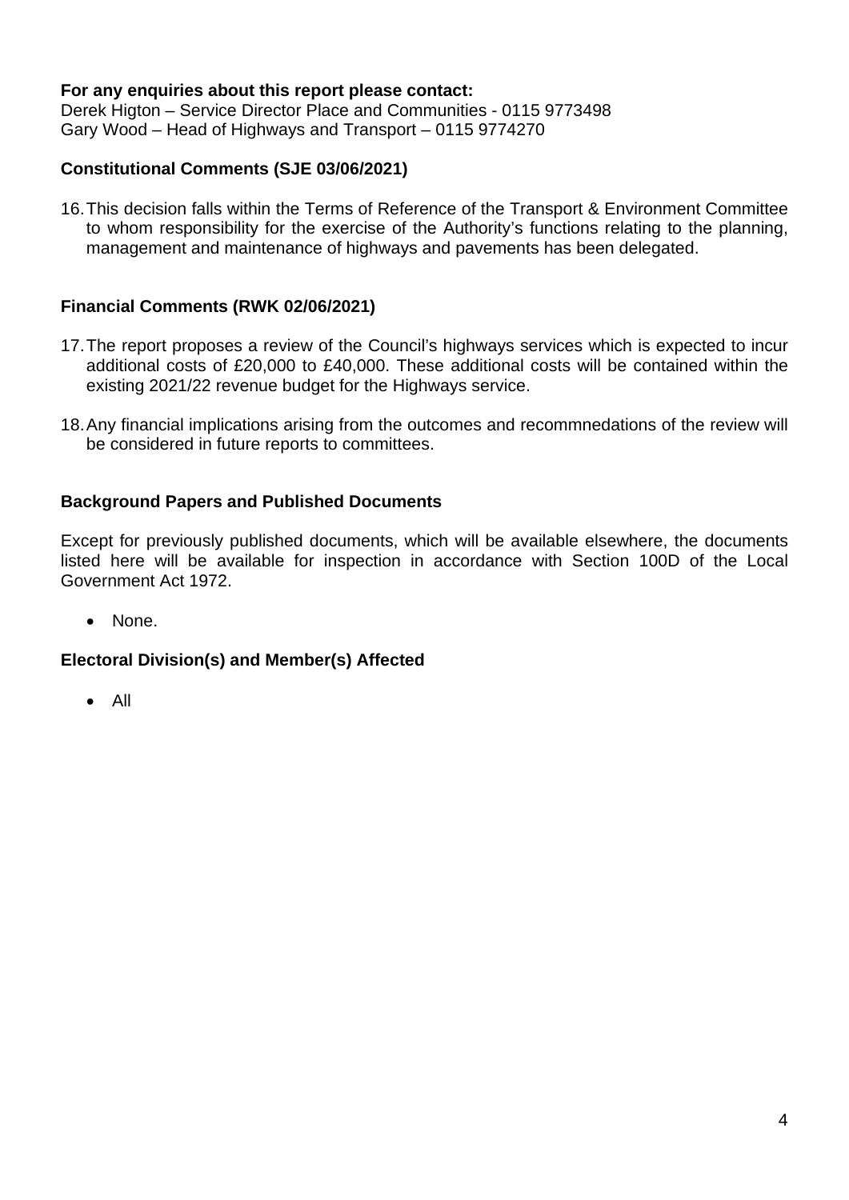**For any enquiries about this report please contact:**
Derek Higton – Service Director Place and Communities - 0115 9773498
Gary Wood – Head of Highways and Transport – 0115 9774270

**Constitutional Comments (SJE 03/06/2021)**

16. This decision falls within the Terms of Reference of the Transport & Environment Committee to whom responsibility for the exercise of the Authority's functions relating to the planning, management and maintenance of highways and pavements has been delegated.

**Financial Comments (RWK 02/06/2021)**

17. The report proposes a review of the Council's highways services which is expected to incur additional costs of £20,000 to £40,000. These additional costs will be contained within the existing 2021/22 revenue budget for the Highways service.

18. Any financial implications arising from the outcomes and recommnedations of the review will be considered in future reports to committees.

**Background Papers and Published Documents**

Except for previously published documents, which will be available elsewhere, the documents listed here will be available for inspection in accordance with Section 100D of the Local Government Act 1972.

- None.

**Electoral Division(s) and Member(s) Affected**

- All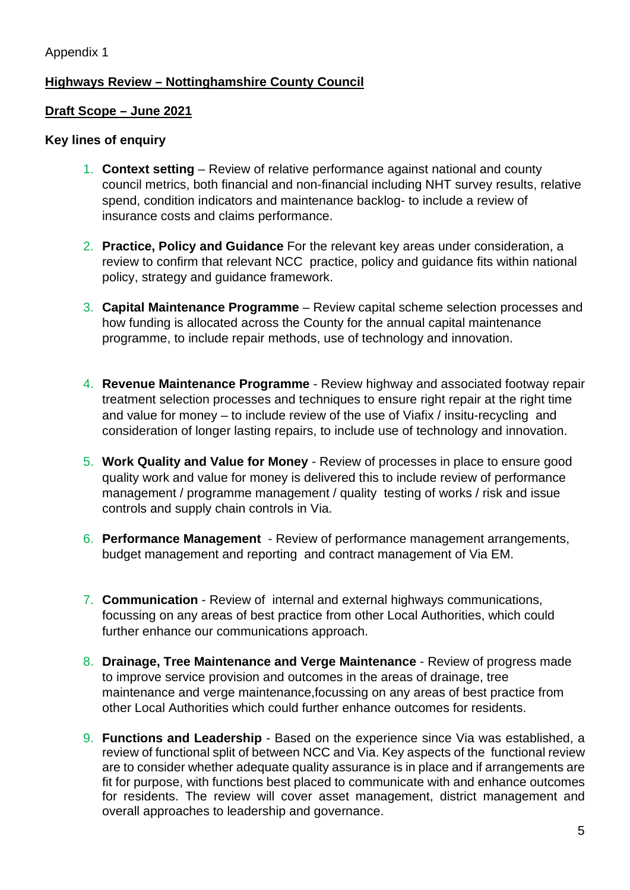Appendix 1

**Highways Review – Nottinghamshire County Council**

**Draft Scope – June 2021**

**Key lines of enquiry**

1. **Context setting** – Review of relative performance against national and county council metrics, both financial and non-financial including NHT survey results, relative spend, condition indicators and maintenance backlog- to include a review of insurance costs and claims performance.

2. **Practice, Policy and Guidance** For the relevant key areas under consideration, a review to confirm that relevant NCC practice, policy and guidance fits within national policy, strategy and guidance framework.

3. **Capital Maintenance Programme** – Review capital scheme selection processes and how funding is allocated across the County for the annual capital maintenance programme, to include repair methods, use of technology and innovation.

4. **Revenue Maintenance Programme** - Review highway and associated footway repair treatment selection processes and techniques to ensure right repair at the right time and value for money – to include review of the use of Viafix / insitu-recycling and consideration of longer lasting repairs, to include use of technology and innovation.

5. **Work Quality and Value for Money** - Review of processes in place to ensure good quality work and value for money is delivered this to include review of performance management / programme management / quality testing of works / risk and issue controls and supply chain controls in Via.

6. **Performance Management** - Review of performance management arrangements, budget management and reporting and contract management of Via EM.

7. **Communication** - Review of internal and external highways communications, focussing on any areas of best practice from other Local Authorities, which could further enhance our communications approach.

8. **Drainage, Tree Maintenance and Verge Maintenance** - Review of progress made to improve service provision and outcomes in the areas of drainage, tree maintenance and verge maintenance,focussing on any areas of best practice from other Local Authorities which could further enhance outcomes for residents.

9. **Functions and Leadership** - Based on the experience since Via was established, a review of functional split of between NCC and Via. Key aspects of the functional review are to consider whether adequate quality assurance is in place and if arrangements are fit for purpose, with functions best placed to communicate with and enhance outcomes for residents. The review will cover asset management, district management and overall approaches to leadership and governance.